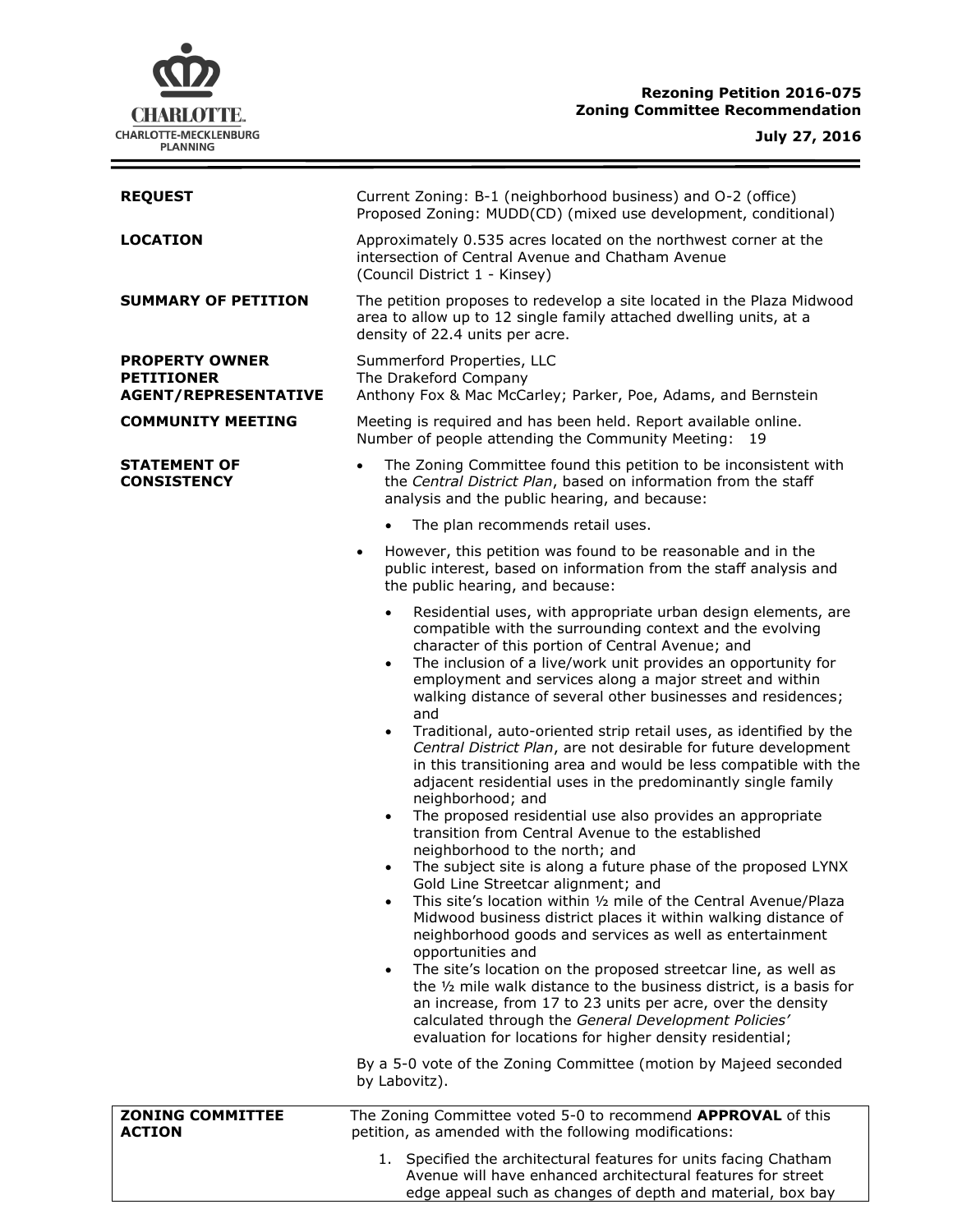**Rezoning Petition 2016-075**
**Zoning Committee Recommendation**

**July 27, 2016**

| | |
|---|---|
| **REQUEST** | Current Zoning: B-1 (neighborhood business) and O-2 (office)<br>Proposed Zoning: MUDD(CD) (mixed use development, conditional) |
| **LOCATION** | Approximately 0.535 acres located on the northwest corner at the intersection of Central Avenue and Chatham Avenue<br>(Council District 1 - Kinsey) |
| **SUMMARY OF PETITION** | The petition proposes to redevelop a site located in the Plaza Midwood area to allow up to 12 single family attached dwelling units, at a density of 22.4 units per acre. |
| **PROPERTY OWNER**<br>**PETITIONER**<br>**AGENT/REPRESENTATIVE** | Summerford Properties, LLC<br>The Drakeford Company<br>Anthony Fox & Mac McCarley; Parker, Poe, Adams, and Bernstein |
| **COMMUNITY MEETING** | Meeting is required and has been held. Report available online.<br>Number of people attending the Community Meeting: 19 |

**STATEMENT OF CONSISTENCY**

- The Zoning Committee found this petition to be inconsistent with the *Central District Plan*, based on information from the staff analysis and the public hearing, and because:
  - The plan recommends retail uses.
- However, this petition was found to be reasonable and in the public interest, based on information from the staff analysis and the public hearing, and because:
  - Residential uses, with appropriate urban design elements, are compatible with the surrounding context and the evolving character of this portion of Central Avenue; and
  - The inclusion of a live/work unit provides an opportunity for employment and services along a major street and within walking distance of several other businesses and residences; and
  - Traditional, auto-oriented strip retail uses, as identified by the *Central District Plan*, are not desirable for future development in this transitioning area and would be less compatible with the adjacent residential uses in the predominantly single family neighborhood; and
  - The proposed residential use also provides an appropriate transition from Central Avenue to the established neighborhood to the north; and
  - The subject site is along a future phase of the proposed LYNX Gold Line Streetcar alignment; and
  - This site's location within ½ mile of the Central Avenue/Plaza Midwood business district places it within walking distance of neighborhood goods and services as well as entertainment opportunities and
  - The site's location on the proposed streetcar line, as well as the ½ mile walk distance to the business district, is a basis for an increase, from 17 to 23 units per acre, over the density calculated through the *General Development Policies'* evaluation for locations for higher density residential;

By a 5-0 vote of the Zoning Committee (motion by Majeed seconded by Labovitz).

| | |
|---|---|
| **ZONING COMMITTEE ACTION** | The Zoning Committee voted 5-0 to recommend **APPROVAL** of this petition, as amended with the following modifications:<br>1. Specified the architectural features for units facing Chatham Avenue will have enhanced architectural features for street edge appeal such as changes of depth and material, box bay |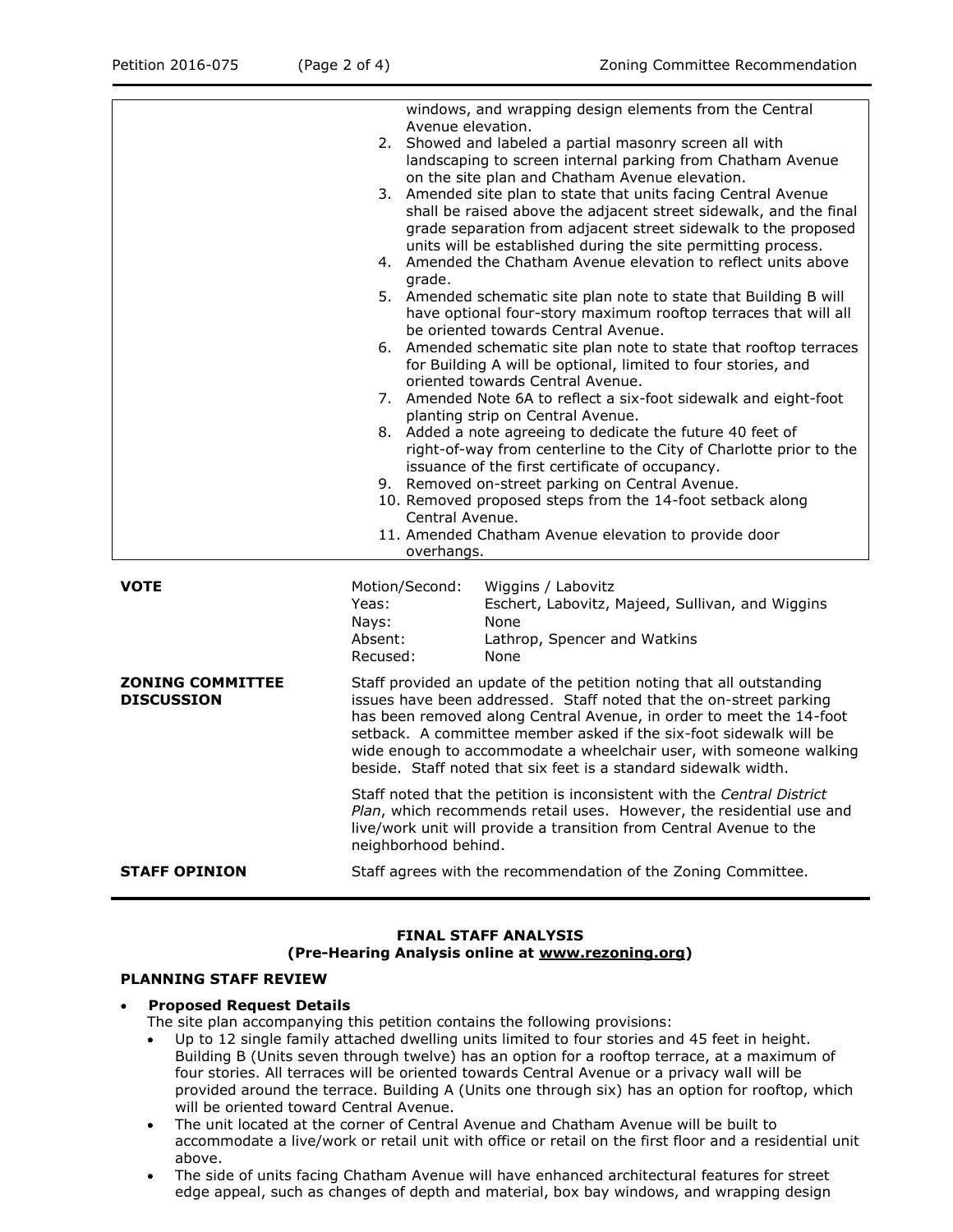| | |
|---|---|
| | windows, and wrapping design elements from the Central Avenue elevation.<br>2. Showed and labeled a partial masonry screen all with landscaping to screen internal parking from Chatham Avenue on the site plan and Chatham Avenue elevation.<br>3. Amended site plan to state that units facing Central Avenue shall be raised above the adjacent street sidewalk, and the final grade separation from adjacent street sidewalk to the proposed units will be established during the site permitting process.<br>4. Amended the Chatham Avenue elevation to reflect units above grade.<br>5. Amended schematic site plan note to state that Building B will have optional four-story maximum rooftop terraces that will all be oriented towards Central Avenue.<br>6. Amended schematic site plan note to state that rooftop terraces for Building A will be optional, limited to four stories, and oriented towards Central Avenue.<br>7. Amended Note 6A to reflect a six-foot sidewalk and eight-foot planting strip on Central Avenue.<br>8. Added a note agreeing to dedicate the future 40 feet of right-of-way from centerline to the City of Charlotte prior to the issuance of the first certificate of occupancy.<br>9. Removed on-street parking on Central Avenue.<br>10. Removed proposed steps from the 14-foot setback along Central Avenue.<br>11. Amended Chatham Avenue elevation to provide door overhangs. |

| | | |
|---|---|---|
| **VOTE** | Motion/Second: | Wiggins / Labovitz |
| | Yeas: | Eschert, Labovitz, Majeed, Sullivan, and Wiggins |
| | Nays: | None |
| | Absent: | Lathrop, Spencer and Watkins |
| | Recused: | None |

**ZONING COMMITTEE DISCUSSION**

Staff provided an update of the petition noting that all outstanding issues have been addressed. Staff noted that the on-street parking has been removed along Central Avenue, in order to meet the 14-foot setback. A committee member asked if the six-foot sidewalk will be wide enough to accommodate a wheelchair user, with someone walking beside. Staff noted that six feet is a standard sidewalk width.

Staff noted that the petition is inconsistent with the *Central District Plan*, which recommends retail uses. However, the residential use and live/work unit will provide a transition from Central Avenue to the neighborhood behind.

**STAFF OPINION**

Staff agrees with the recommendation of the Zoning Committee.

## FINAL STAFF ANALYSIS
### (Pre-Hearing Analysis online at www.rezoning.org)

### PLANNING STAFF REVIEW

- **Proposed Request Details**
  The site plan accompanying this petition contains the following provisions:
  - Up to 12 single family attached dwelling units limited to four stories and 45 feet in height. Building B (Units seven through twelve) has an option for a rooftop terrace, at a maximum of four stories. All terraces will be oriented towards Central Avenue or a privacy wall will be provided around the terrace. Building A (Units one through six) has an option for rooftop, which will be oriented toward Central Avenue.
  - The unit located at the corner of Central Avenue and Chatham Avenue will be built to accommodate a live/work or retail unit with office or retail on the first floor and a residential unit above.
  - The side of units facing Chatham Avenue will have enhanced architectural features for street edge appeal, such as changes of depth and material, box bay windows, and wrapping design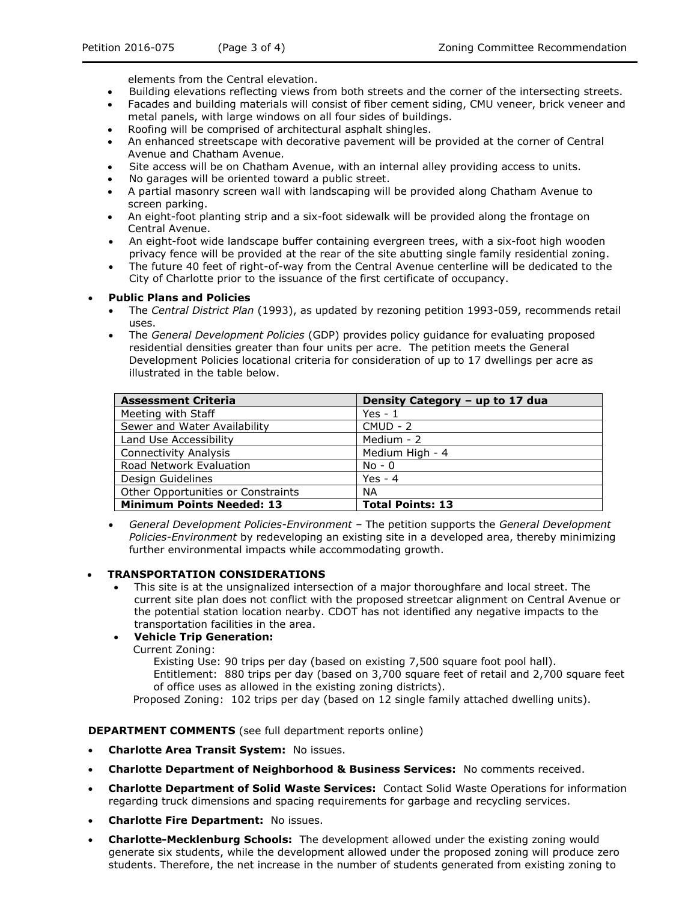elements from the Central elevation.

- Building elevations reflecting views from both streets and the corner of the intersecting streets.
- Facades and building materials will consist of fiber cement siding, CMU veneer, brick veneer and metal panels, with large windows on all four sides of buildings.
- Roofing will be comprised of architectural asphalt shingles.
- An enhanced streetscape with decorative pavement will be provided at the corner of Central Avenue and Chatham Avenue.
- Site access will be on Chatham Avenue, with an internal alley providing access to units.
- No garages will be oriented toward a public street.
- A partial masonry screen wall with landscaping will be provided along Chatham Avenue to screen parking.
- An eight-foot planting strip and a six-foot sidewalk will be provided along the frontage on Central Avenue.
- An eight-foot wide landscape buffer containing evergreen trees, with a six-foot high wooden privacy fence will be provided at the rear of the site abutting single family residential zoning.
- The future 40 feet of right-of-way from the Central Avenue centerline will be dedicated to the City of Charlotte prior to the issuance of the first certificate of occupancy.

- **Public Plans and Policies**
  - The *Central District Plan* (1993), as updated by rezoning petition 1993-059, recommends retail uses.
  - The *General Development Policies* (GDP) provides policy guidance for evaluating proposed residential densities greater than four units per acre. The petition meets the General Development Policies locational criteria for consideration of up to 17 dwellings per acre as illustrated in the table below.

| Assessment Criteria | Density Category – up to 17 dua |
|---|---|
| Meeting with Staff | Yes - 1 |
| Sewer and Water Availability | CMUD - 2 |
| Land Use Accessibility | Medium - 2 |
| Connectivity Analysis | Medium High - 4 |
| Road Network Evaluation | No - 0 |
| Design Guidelines | Yes - 4 |
| Other Opportunities or Constraints | NA |
| **Minimum Points Needed: 13** | **Total Points: 13** |

  - *General Development Policies-Environment* – The petition supports the *General Development Policies-Environment* by redeveloping an existing site in a developed area, thereby minimizing further environmental impacts while accommodating growth.

- **TRANSPORTATION CONSIDERATIONS**
  - This site is at the unsignalized intersection of a major thoroughfare and local street. The current site plan does not conflict with the proposed streetcar alignment on Central Avenue or the potential station location nearby. CDOT has not identified any negative impacts to the transportation facilities in the area.
  - **Vehicle Trip Generation:**

    Current Zoning:

    Existing Use: 90 trips per day (based on existing 7,500 square foot pool hall).

    Entitlement: 880 trips per day (based on 3,700 square feet of retail and 2,700 square feet of office uses as allowed in the existing zoning districts).

    Proposed Zoning: 102 trips per day (based on 12 single family attached dwelling units).

**DEPARTMENT COMMENTS** (see full department reports online)

- **Charlotte Area Transit System:** No issues.
- **Charlotte Department of Neighborhood & Business Services:** No comments received.
- **Charlotte Department of Solid Waste Services:** Contact Solid Waste Operations for information regarding truck dimensions and spacing requirements for garbage and recycling services.
- **Charlotte Fire Department:** No issues.
- **Charlotte-Mecklenburg Schools:** The development allowed under the existing zoning would generate six students, while the development allowed under the proposed zoning will produce zero students. Therefore, the net increase in the number of students generated from existing zoning to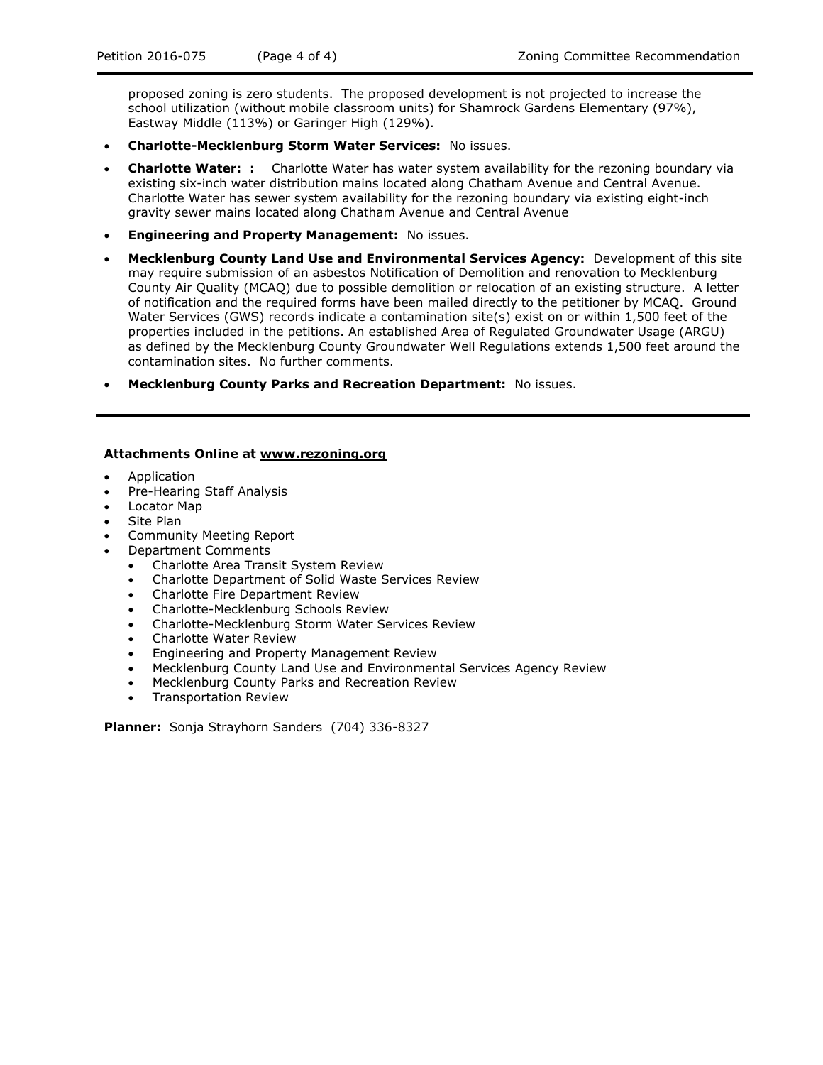proposed zoning is zero students. The proposed development is not projected to increase the school utilization (without mobile classroom units) for Shamrock Gardens Elementary (97%), Eastway Middle (113%) or Garinger High (129%).

- **Charlotte-Mecklenburg Storm Water Services:** No issues.
- **Charlotte Water: :** Charlotte Water has water system availability for the rezoning boundary via existing six-inch water distribution mains located along Chatham Avenue and Central Avenue. Charlotte Water has sewer system availability for the rezoning boundary via existing eight-inch gravity sewer mains located along Chatham Avenue and Central Avenue
- **Engineering and Property Management:** No issues.
- **Mecklenburg County Land Use and Environmental Services Agency:** Development of this site may require submission of an asbestos Notification of Demolition and renovation to Mecklenburg County Air Quality (MCAQ) due to possible demolition or relocation of an existing structure. A letter of notification and the required forms have been mailed directly to the petitioner by MCAQ. Ground Water Services (GWS) records indicate a contamination site(s) exist on or within 1,500 feet of the properties included in the petitions. An established Area of Regulated Groundwater Usage (ARGU) as defined by the Mecklenburg County Groundwater Well Regulations extends 1,500 feet around the contamination sites. No further comments.
- **Mecklenburg County Parks and Recreation Department:** No issues.

---

**Attachments Online at www.rezoning.org**

- Application
- Pre-Hearing Staff Analysis
- Locator Map
- Site Plan
- Community Meeting Report
- Department Comments
  - Charlotte Area Transit System Review
  - Charlotte Department of Solid Waste Services Review
  - Charlotte Fire Department Review
  - Charlotte-Mecklenburg Schools Review
  - Charlotte-Mecklenburg Storm Water Services Review
  - Charlotte Water Review
  - Engineering and Property Management Review
  - Mecklenburg County Land Use and Environmental Services Agency Review
  - Mecklenburg County Parks and Recreation Review
  - Transportation Review

**Planner:** Sonja Strayhorn Sanders (704) 336-8327